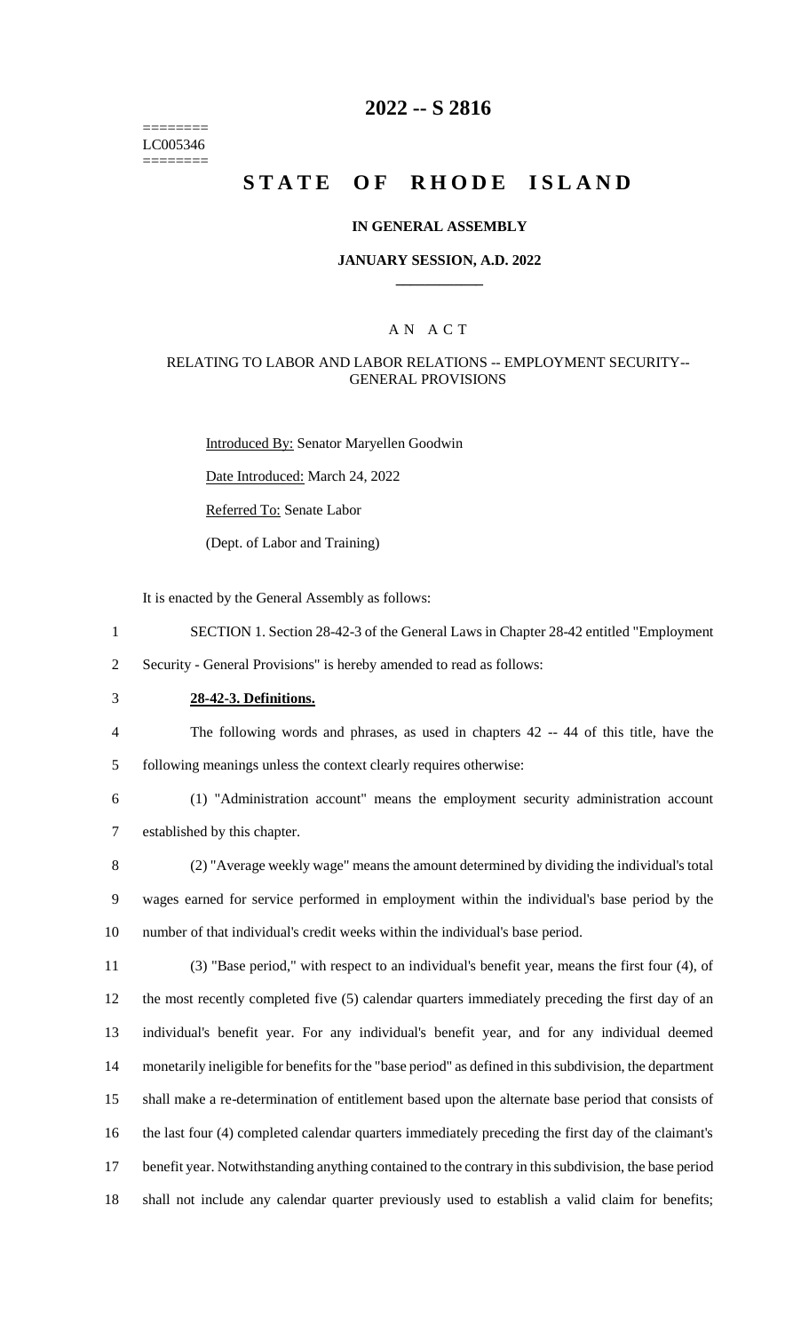======== LC005346 ========

# 2022 -- S 2816

# STATE OF RHODE ISLAND

### IN GENERAL ASSEMBLY

### JANUARY SESSION, A.D. 2022

## A N A C T

### RELATING TO LABOR AND LABOR RELATIONS -- EMPLOYMENT SECURITY-- GENERAL PROVISIONS

Introduced By: Senator Maryellen Goodwin

Date Introduced: March 24, 2022

Referred To: Senate Labor

(Dept. of Labor and Training)

It is enacted by the General Assembly as follows:

1 SECTION 1. Section 28-42-3 of the General Laws in Chapter 28-42 entitled "Employment
2 Security - General Provisions" is hereby amended to read as follows:

3 **28-42-3. Definitions.**

4 The following words and phrases, as used in chapters 42 -- 44 of this title, have the
5 following meanings unless the context clearly requires otherwise:

6 (1) "Administration account" means the employment security administration account
7 established by this chapter.

8 (2) "Average weekly wage" means the amount determined by dividing the individual's total
9 wages earned for service performed in employment within the individual's base period by the
10 number of that individual's credit weeks within the individual's base period.

11 (3) "Base period," with respect to an individual's benefit year, means the first four (4), of
12 the most recently completed five (5) calendar quarters immediately preceding the first day of an
13 individual's benefit year. For any individual's benefit year, and for any individual deemed
14 monetarily ineligible for benefits for the "base period" as defined in this subdivision, the department
15 shall make a re-determination of entitlement based upon the alternate base period that consists of
16 the last four (4) completed calendar quarters immediately preceding the first day of the claimant's
17 benefit year. Notwithstanding anything contained to the contrary in this subdivision, the base period
18 shall not include any calendar quarter previously used to establish a valid claim for benefits;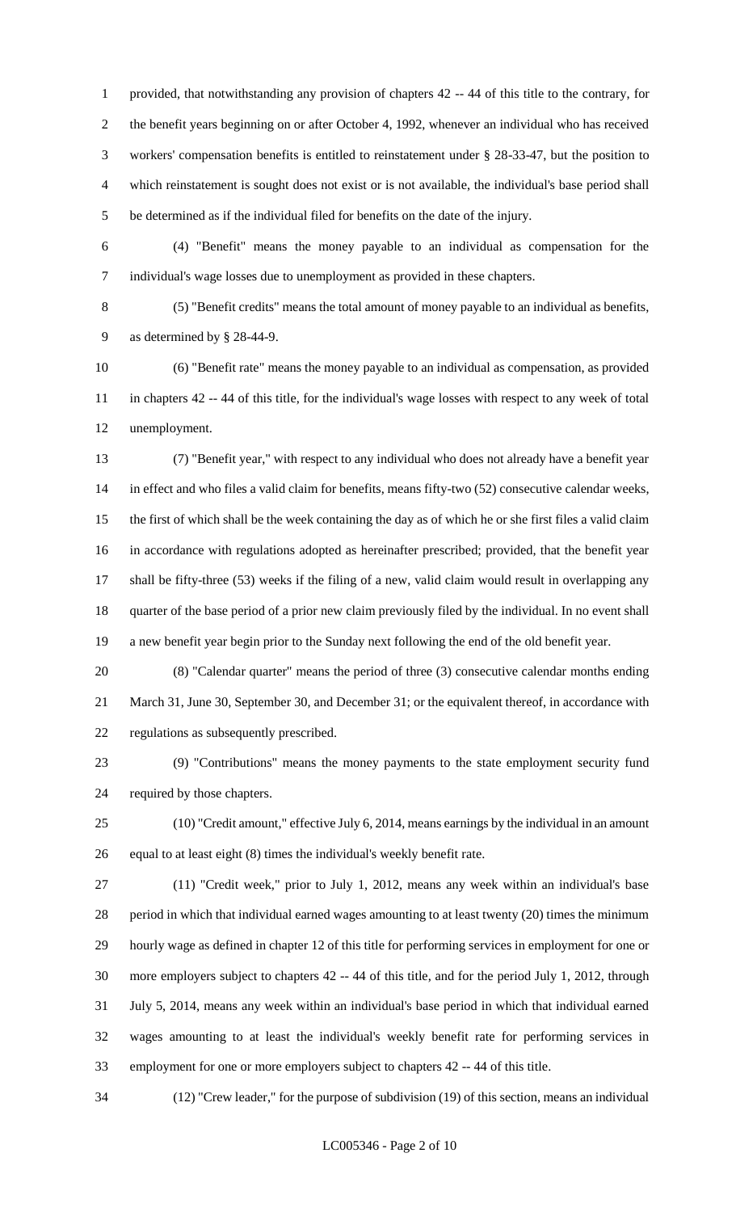provided, that notwithstanding any provision of chapters 42 -- 44 of this title to the contrary, for the benefit years beginning on or after October 4, 1992, whenever an individual who has received workers' compensation benefits is entitled to reinstatement under § 28-33-47, but the position to which reinstatement is sought does not exist or is not available, the individual's base period shall be determined as if the individual filed for benefits on the date of the injury.

(4) "Benefit" means the money payable to an individual as compensation for the individual's wage losses due to unemployment as provided in these chapters.

(5) "Benefit credits" means the total amount of money payable to an individual as benefits, as determined by § 28-44-9.

(6) "Benefit rate" means the money payable to an individual as compensation, as provided in chapters 42 -- 44 of this title, for the individual's wage losses with respect to any week of total unemployment.

(7) "Benefit year," with respect to any individual who does not already have a benefit year in effect and who files a valid claim for benefits, means fifty-two (52) consecutive calendar weeks, the first of which shall be the week containing the day as of which he or she first files a valid claim in accordance with regulations adopted as hereinafter prescribed; provided, that the benefit year shall be fifty-three (53) weeks if the filing of a new, valid claim would result in overlapping any quarter of the base period of a prior new claim previously filed by the individual. In no event shall a new benefit year begin prior to the Sunday next following the end of the old benefit year.

(8) "Calendar quarter" means the period of three (3) consecutive calendar months ending March 31, June 30, September 30, and December 31; or the equivalent thereof, in accordance with regulations as subsequently prescribed.

(9) "Contributions" means the money payments to the state employment security fund required by those chapters.

(10) "Credit amount," effective July 6, 2014, means earnings by the individual in an amount equal to at least eight (8) times the individual's weekly benefit rate.

(11) "Credit week," prior to July 1, 2012, means any week within an individual's base period in which that individual earned wages amounting to at least twenty (20) times the minimum hourly wage as defined in chapter 12 of this title for performing services in employment for one or more employers subject to chapters 42 -- 44 of this title, and for the period July 1, 2012, through July 5, 2014, means any week within an individual's base period in which that individual earned wages amounting to at least the individual's weekly benefit rate for performing services in employment for one or more employers subject to chapters 42 -- 44 of this title.

(12) "Crew leader," for the purpose of subdivision (19) of this section, means an individual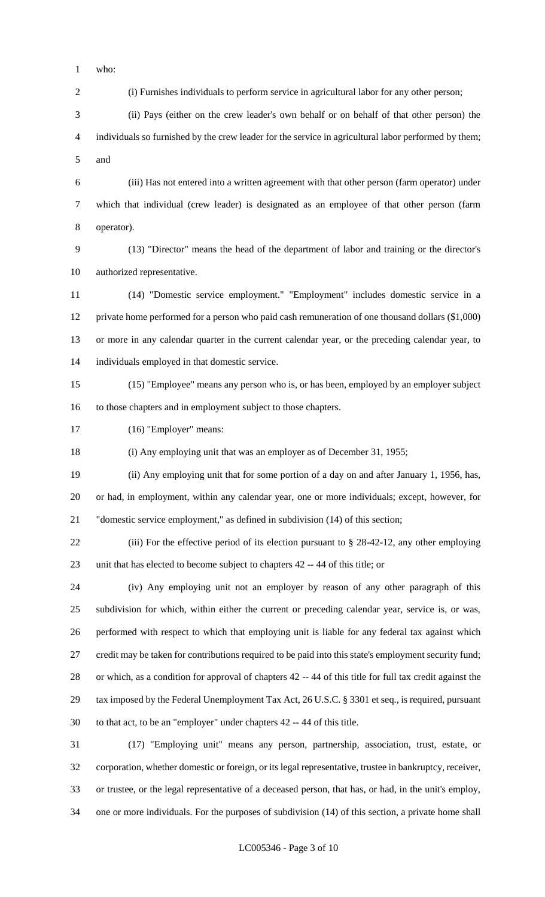who:

(i) Furnishes individuals to perform service in agricultural labor for any other person;

(ii) Pays (either on the crew leader's own behalf or on behalf of that other person) the individuals so furnished by the crew leader for the service in agricultural labor performed by them; and

(iii) Has not entered into a written agreement with that other person (farm operator) under which that individual (crew leader) is designated as an employee of that other person (farm operator).

(13) "Director" means the head of the department of labor and training or the director's authorized representative.

(14) "Domestic service employment." "Employment" includes domestic service in a private home performed for a person who paid cash remuneration of one thousand dollars ($1,000) or more in any calendar quarter in the current calendar year, or the preceding calendar year, to individuals employed in that domestic service.

(15) "Employee" means any person who is, or has been, employed by an employer subject to those chapters and in employment subject to those chapters.

(16) "Employer" means:

(i) Any employing unit that was an employer as of December 31, 1955;

(ii) Any employing unit that for some portion of a day on and after January 1, 1956, has, or had, in employment, within any calendar year, one or more individuals; except, however, for "domestic service employment," as defined in subdivision (14) of this section;

(iii) For the effective period of its election pursuant to § 28-42-12, any other employing unit that has elected to become subject to chapters 42 -- 44 of this title; or

(iv) Any employing unit not an employer by reason of any other paragraph of this subdivision for which, within either the current or preceding calendar year, service is, or was, performed with respect to which that employing unit is liable for any federal tax against which credit may be taken for contributions required to be paid into this state's employment security fund; or which, as a condition for approval of chapters 42 -- 44 of this title for full tax credit against the tax imposed by the Federal Unemployment Tax Act, 26 U.S.C. § 3301 et seq., is required, pursuant to that act, to be an "employer" under chapters 42 -- 44 of this title.

(17) "Employing unit" means any person, partnership, association, trust, estate, or corporation, whether domestic or foreign, or its legal representative, trustee in bankruptcy, receiver, or trustee, or the legal representative of a deceased person, that has, or had, in the unit's employ, one or more individuals. For the purposes of subdivision (14) of this section, a private home shall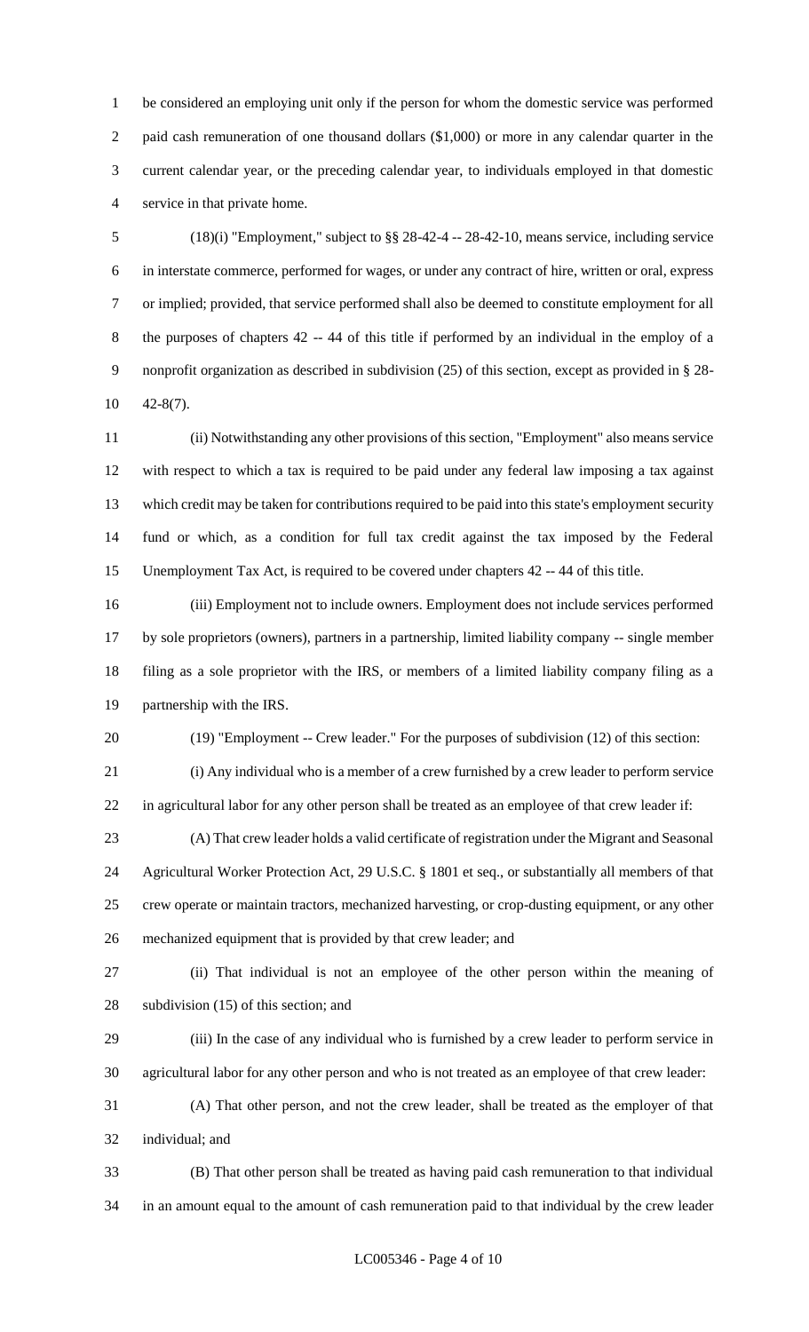be considered an employing unit only if the person for whom the domestic service was performed paid cash remuneration of one thousand dollars ($1,000) or more in any calendar quarter in the current calendar year, or the preceding calendar year, to individuals employed in that domestic service in that private home.

(18)(i) "Employment," subject to §§ 28-42-4 -- 28-42-10, means service, including service in interstate commerce, performed for wages, or under any contract of hire, written or oral, express or implied; provided, that service performed shall also be deemed to constitute employment for all the purposes of chapters 42 -- 44 of this title if performed by an individual in the employ of a nonprofit organization as described in subdivision (25) of this section, except as provided in § 28-42-8(7).

(ii) Notwithstanding any other provisions of this section, "Employment" also means service with respect to which a tax is required to be paid under any federal law imposing a tax against which credit may be taken for contributions required to be paid into this state's employment security fund or which, as a condition for full tax credit against the tax imposed by the Federal Unemployment Tax Act, is required to be covered under chapters 42 -- 44 of this title.

(iii) Employment not to include owners. Employment does not include services performed by sole proprietors (owners), partners in a partnership, limited liability company -- single member filing as a sole proprietor with the IRS, or members of a limited liability company filing as a partnership with the IRS.

(19) "Employment -- Crew leader." For the purposes of subdivision (12) of this section:

(i) Any individual who is a member of a crew furnished by a crew leader to perform service in agricultural labor for any other person shall be treated as an employee of that crew leader if:

(A) That crew leader holds a valid certificate of registration under the Migrant and Seasonal Agricultural Worker Protection Act, 29 U.S.C. § 1801 et seq., or substantially all members of that crew operate or maintain tractors, mechanized harvesting, or crop-dusting equipment, or any other mechanized equipment that is provided by that crew leader; and

(ii) That individual is not an employee of the other person within the meaning of subdivision (15) of this section; and

(iii) In the case of any individual who is furnished by a crew leader to perform service in agricultural labor for any other person and who is not treated as an employee of that crew leader:

(A) That other person, and not the crew leader, shall be treated as the employer of that individual; and

(B) That other person shall be treated as having paid cash remuneration to that individual in an amount equal to the amount of cash remuneration paid to that individual by the crew leader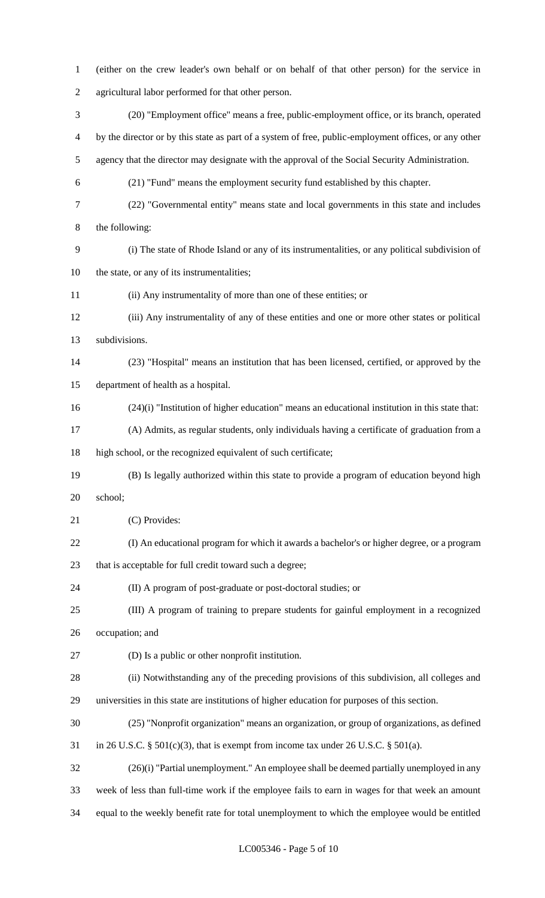(either on the crew leader's own behalf or on behalf of that other person) for the service in agricultural labor performed for that other person.

(20) "Employment office" means a free, public-employment office, or its branch, operated by the director or by this state as part of a system of free, public-employment offices, or any other agency that the director may designate with the approval of the Social Security Administration.

(21) "Fund" means the employment security fund established by this chapter.

(22) "Governmental entity" means state and local governments in this state and includes the following:

(i) The state of Rhode Island or any of its instrumentalities, or any political subdivision of the state, or any of its instrumentalities;

(ii) Any instrumentality of more than one of these entities; or

(iii) Any instrumentality of any of these entities and one or more other states or political subdivisions.

(23) "Hospital" means an institution that has been licensed, certified, or approved by the department of health as a hospital.

(24)(i) "Institution of higher education" means an educational institution in this state that:

(A) Admits, as regular students, only individuals having a certificate of graduation from a high school, or the recognized equivalent of such certificate;

(B) Is legally authorized within this state to provide a program of education beyond high school;

(C) Provides:

(I) An educational program for which it awards a bachelor's or higher degree, or a program that is acceptable for full credit toward such a degree;

(II) A program of post-graduate or post-doctoral studies; or

(III) A program of training to prepare students for gainful employment in a recognized occupation; and

(D) Is a public or other nonprofit institution.

(ii) Notwithstanding any of the preceding provisions of this subdivision, all colleges and universities in this state are institutions of higher education for purposes of this section.

(25) "Nonprofit organization" means an organization, or group of organizations, as defined in 26 U.S.C. § 501(c)(3), that is exempt from income tax under 26 U.S.C. § 501(a).

(26)(i) "Partial unemployment." An employee shall be deemed partially unemployed in any week of less than full-time work if the employee fails to earn in wages for that week an amount equal to the weekly benefit rate for total unemployment to which the employee would be entitled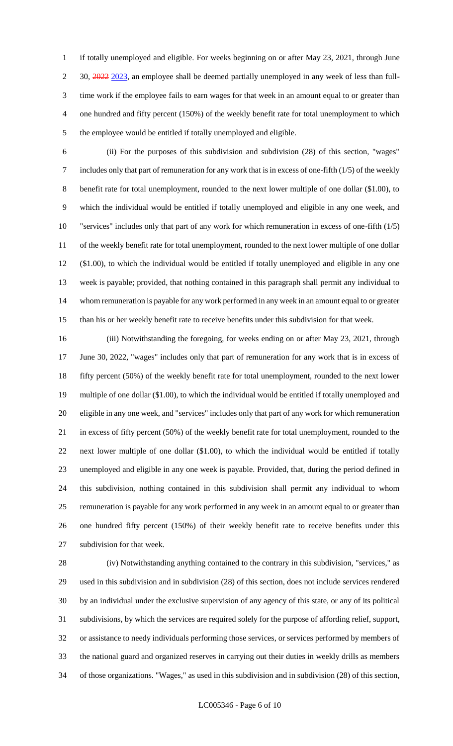if totally unemployed and eligible. For weeks beginning on or after May 23, 2021, through June 30, ~~2022~~ 2023, an employee shall be deemed partially unemployed in any week of less than full-time work if the employee fails to earn wages for that week in an amount equal to or greater than one hundred and fifty percent (150%) of the weekly benefit rate for total unemployment to which the employee would be entitled if totally unemployed and eligible.

(ii) For the purposes of this subdivision and subdivision (28) of this section, "wages" includes only that part of remuneration for any work that is in excess of one-fifth (1/5) of the weekly benefit rate for total unemployment, rounded to the next lower multiple of one dollar ($1.00), to which the individual would be entitled if totally unemployed and eligible in any one week, and "services" includes only that part of any work for which remuneration in excess of one-fifth (1/5) of the weekly benefit rate for total unemployment, rounded to the next lower multiple of one dollar ($1.00), to which the individual would be entitled if totally unemployed and eligible in any one week is payable; provided, that nothing contained in this paragraph shall permit any individual to whom remuneration is payable for any work performed in any week in an amount equal to or greater than his or her weekly benefit rate to receive benefits under this subdivision for that week.

(iii) Notwithstanding the foregoing, for weeks ending on or after May 23, 2021, through June 30, 2022, "wages" includes only that part of remuneration for any work that is in excess of fifty percent (50%) of the weekly benefit rate for total unemployment, rounded to the next lower multiple of one dollar ($1.00), to which the individual would be entitled if totally unemployed and eligible in any one week, and "services" includes only that part of any work for which remuneration in excess of fifty percent (50%) of the weekly benefit rate for total unemployment, rounded to the next lower multiple of one dollar ($1.00), to which the individual would be entitled if totally unemployed and eligible in any one week is payable. Provided, that, during the period defined in this subdivision, nothing contained in this subdivision shall permit any individual to whom remuneration is payable for any work performed in any week in an amount equal to or greater than one hundred fifty percent (150%) of their weekly benefit rate to receive benefits under this subdivision for that week.

(iv) Notwithstanding anything contained to the contrary in this subdivision, "services," as used in this subdivision and in subdivision (28) of this section, does not include services rendered by an individual under the exclusive supervision of any agency of this state, or any of its political subdivisions, by which the services are required solely for the purpose of affording relief, support, or assistance to needy individuals performing those services, or services performed by members of the national guard and organized reserves in carrying out their duties in weekly drills as members of those organizations. "Wages," as used in this subdivision and in subdivision (28) of this section,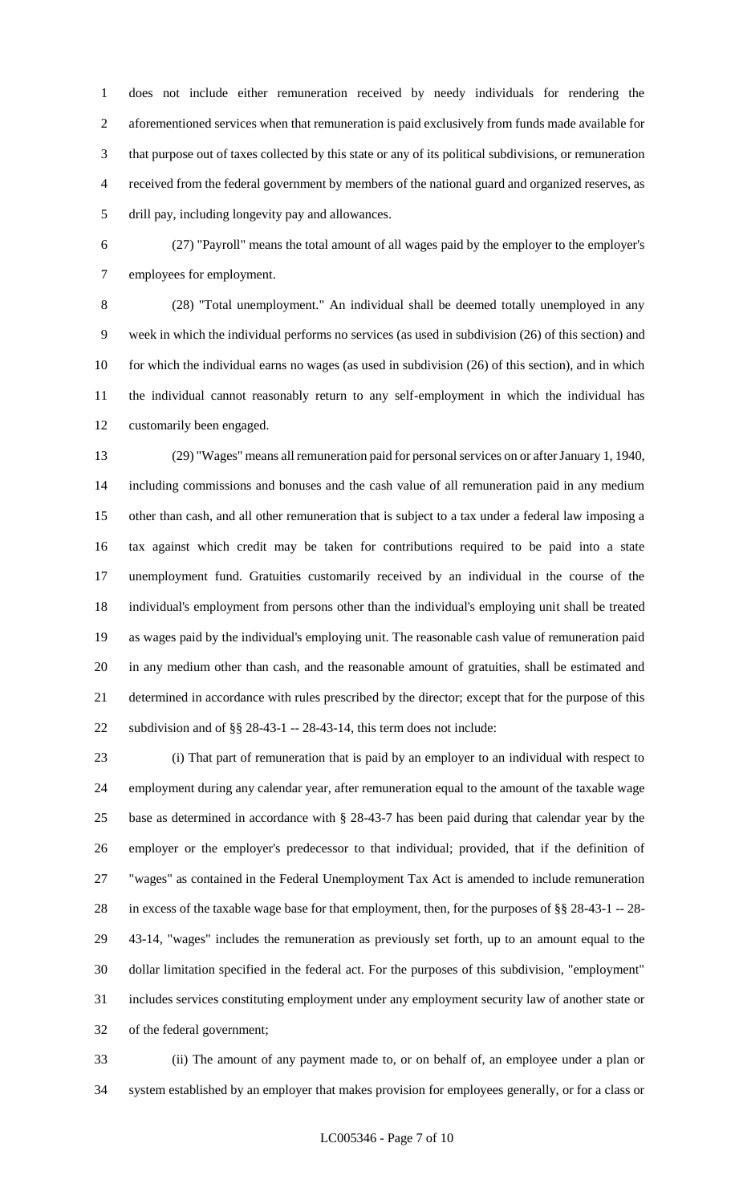does not include either remuneration received by needy individuals for rendering the aforementioned services when that remuneration is paid exclusively from funds made available for that purpose out of taxes collected by this state or any of its political subdivisions, or remuneration received from the federal government by members of the national guard and organized reserves, as drill pay, including longevity pay and allowances.

(27) "Payroll" means the total amount of all wages paid by the employer to the employer's employees for employment.

(28) "Total unemployment." An individual shall be deemed totally unemployed in any week in which the individual performs no services (as used in subdivision (26) of this section) and for which the individual earns no wages (as used in subdivision (26) of this section), and in which the individual cannot reasonably return to any self-employment in which the individual has customarily been engaged.

(29) "Wages" means all remuneration paid for personal services on or after January 1, 1940, including commissions and bonuses and the cash value of all remuneration paid in any medium other than cash, and all other remuneration that is subject to a tax under a federal law imposing a tax against which credit may be taken for contributions required to be paid into a state unemployment fund. Gratuities customarily received by an individual in the course of the individual's employment from persons other than the individual's employing unit shall be treated as wages paid by the individual's employing unit. The reasonable cash value of remuneration paid in any medium other than cash, and the reasonable amount of gratuities, shall be estimated and determined in accordance with rules prescribed by the director; except that for the purpose of this subdivision and of §§ 28-43-1 -- 28-43-14, this term does not include:

(i) That part of remuneration that is paid by an employer to an individual with respect to employment during any calendar year, after remuneration equal to the amount of the taxable wage base as determined in accordance with § 28-43-7 has been paid during that calendar year by the employer or the employer's predecessor to that individual; provided, that if the definition of "wages" as contained in the Federal Unemployment Tax Act is amended to include remuneration in excess of the taxable wage base for that employment, then, for the purposes of §§ 28-43-1 -- 28-43-14, "wages" includes the remuneration as previously set forth, up to an amount equal to the dollar limitation specified in the federal act. For the purposes of this subdivision, "employment" includes services constituting employment under any employment security law of another state or of the federal government;

(ii) The amount of any payment made to, or on behalf of, an employee under a plan or system established by an employer that makes provision for employees generally, or for a class or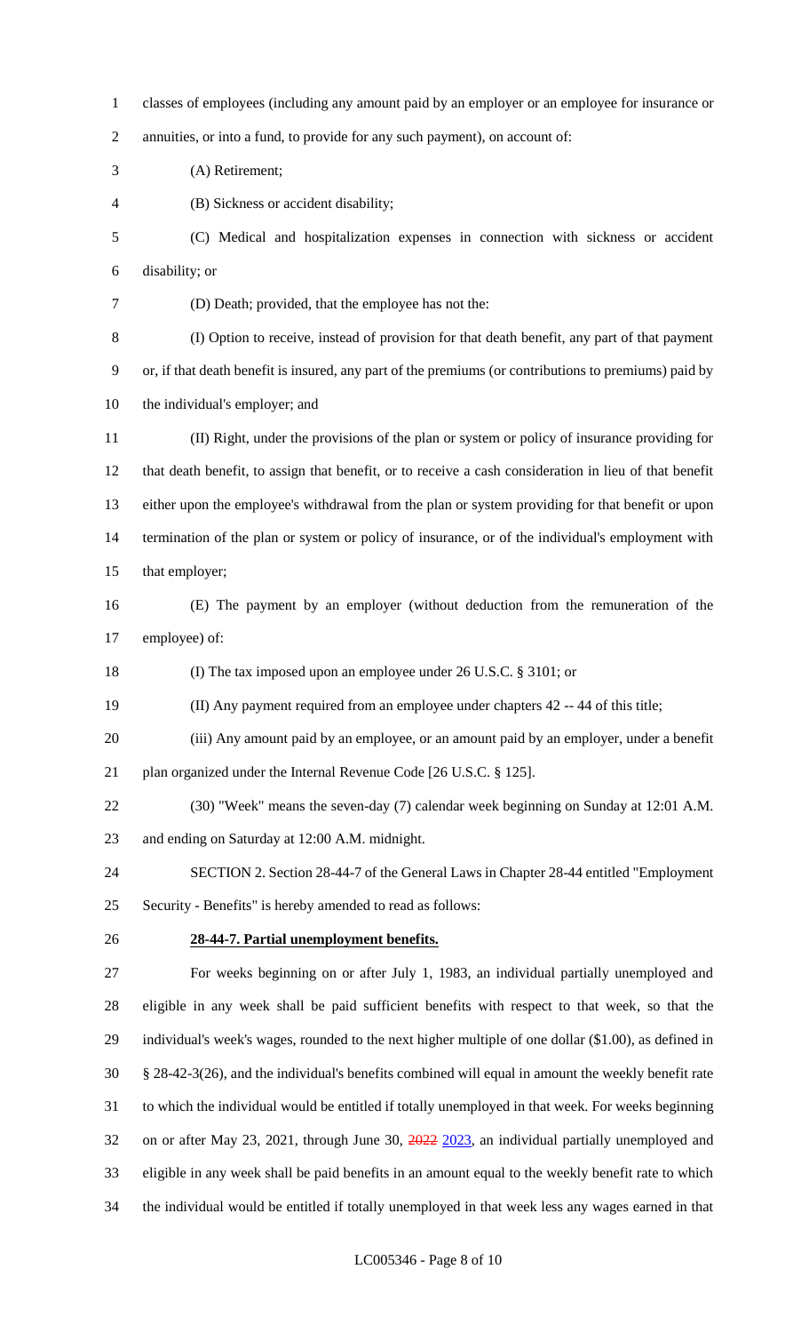classes of employees (including any amount paid by an employer or an employee for insurance or annuities, or into a fund, to provide for any such payment), on account of:

(A) Retirement;

(B) Sickness or accident disability;

(C) Medical and hospitalization expenses in connection with sickness or accident disability; or

(D) Death; provided, that the employee has not the:

(I) Option to receive, instead of provision for that death benefit, any part of that payment or, if that death benefit is insured, any part of the premiums (or contributions to premiums) paid by the individual's employer; and

(II) Right, under the provisions of the plan or system or policy of insurance providing for that death benefit, to assign that benefit, or to receive a cash consideration in lieu of that benefit either upon the employee's withdrawal from the plan or system providing for that benefit or upon termination of the plan or system or policy of insurance, or of the individual's employment with that employer;

(E) The payment by an employer (without deduction from the remuneration of the employee) of:

(I) The tax imposed upon an employee under 26 U.S.C. § 3101; or

(II) Any payment required from an employee under chapters 42 -- 44 of this title;

(iii) Any amount paid by an employee, or an amount paid by an employer, under a benefit plan organized under the Internal Revenue Code [26 U.S.C. § 125].

(30) "Week" means the seven-day (7) calendar week beginning on Sunday at 12:01 A.M. and ending on Saturday at 12:00 A.M. midnight.

SECTION 2. Section 28-44-7 of the General Laws in Chapter 28-44 entitled "Employment Security - Benefits" is hereby amended to read as follows:

**28-44-7. Partial unemployment benefits.**

For weeks beginning on or after July 1, 1983, an individual partially unemployed and eligible in any week shall be paid sufficient benefits with respect to that week, so that the individual's week's wages, rounded to the next higher multiple of one dollar ($1.00), as defined in § 28-42-3(26), and the individual's benefits combined will equal in amount the weekly benefit rate to which the individual would be entitled if totally unemployed in that week. For weeks beginning on or after May 23, 2021, through June 30, ~~2022~~ 2023, an individual partially unemployed and eligible in any week shall be paid benefits in an amount equal to the weekly benefit rate to which the individual would be entitled if totally unemployed in that week less any wages earned in that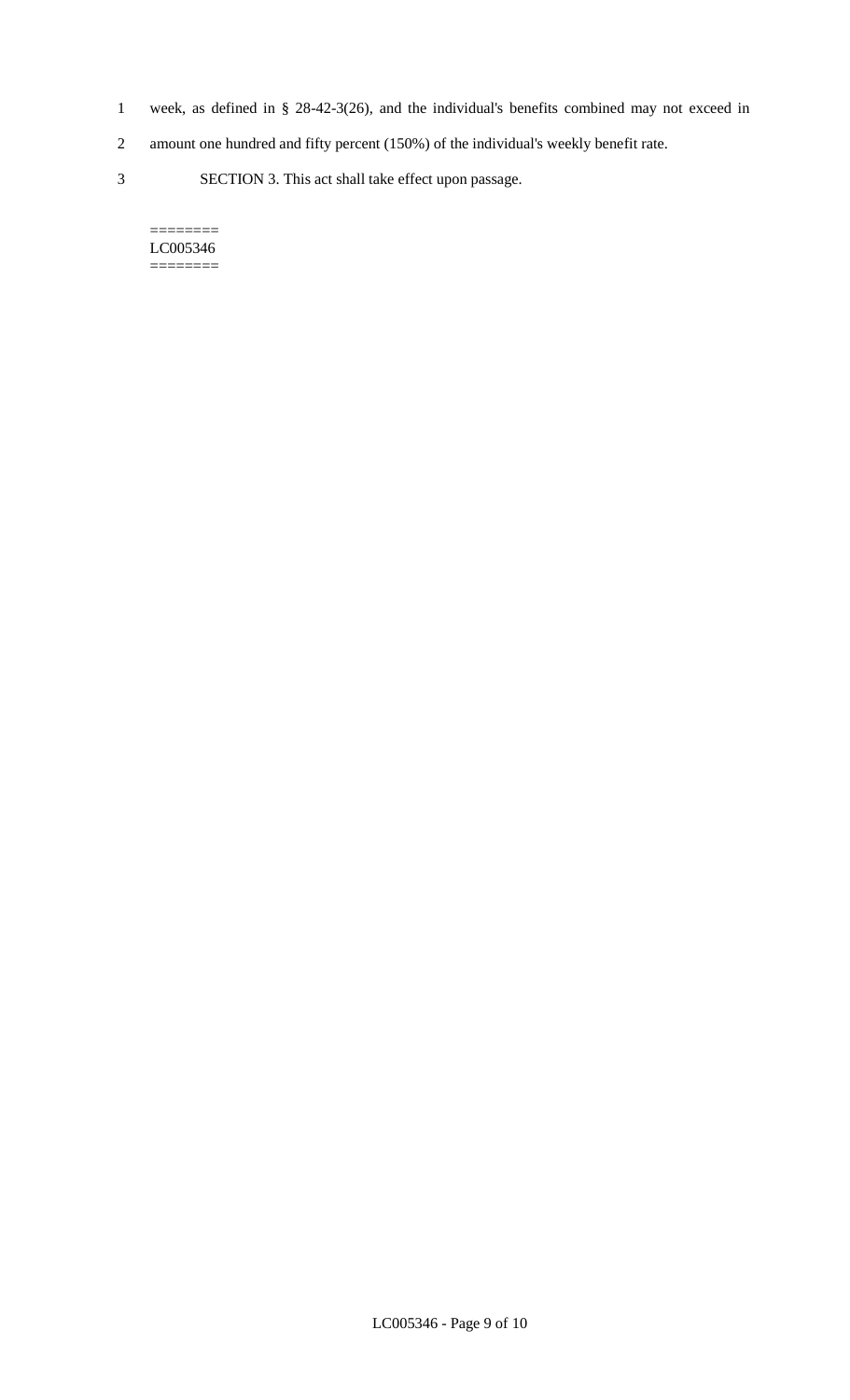week, as defined in § 28-42-3(26), and the individual's benefits combined may not exceed in amount one hundred and fifty percent (150%) of the individual's weekly benefit rate.

SECTION 3. This act shall take effect upon passage.

========
LC005346
========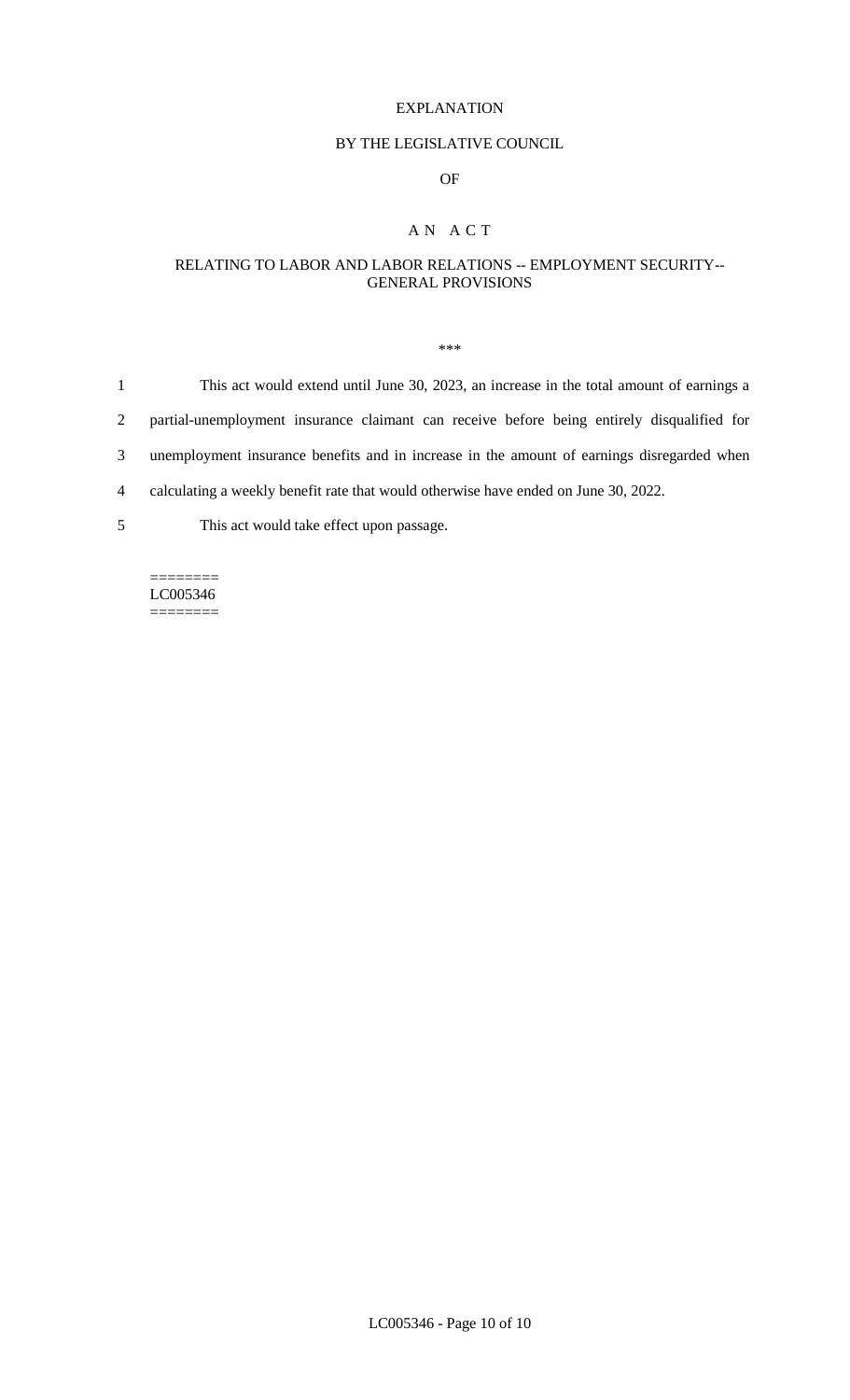EXPLANATION

BY THE LEGISLATIVE COUNCIL

OF

# A N A C T

## RELATING TO LABOR AND LABOR RELATIONS -- EMPLOYMENT SECURITY-- GENERAL PROVISIONS

\*\*\*

1 This act would extend until June 30, 2023, an increase in the total amount of earnings a
2 partial-unemployment insurance claimant can receive before being entirely disqualified for
3 unemployment insurance benefits and in increase in the amount of earnings disregarded when
4 calculating a weekly benefit rate that would otherwise have ended on June 30, 2022.
5 This act would take effect upon passage.

========
LC005346
========